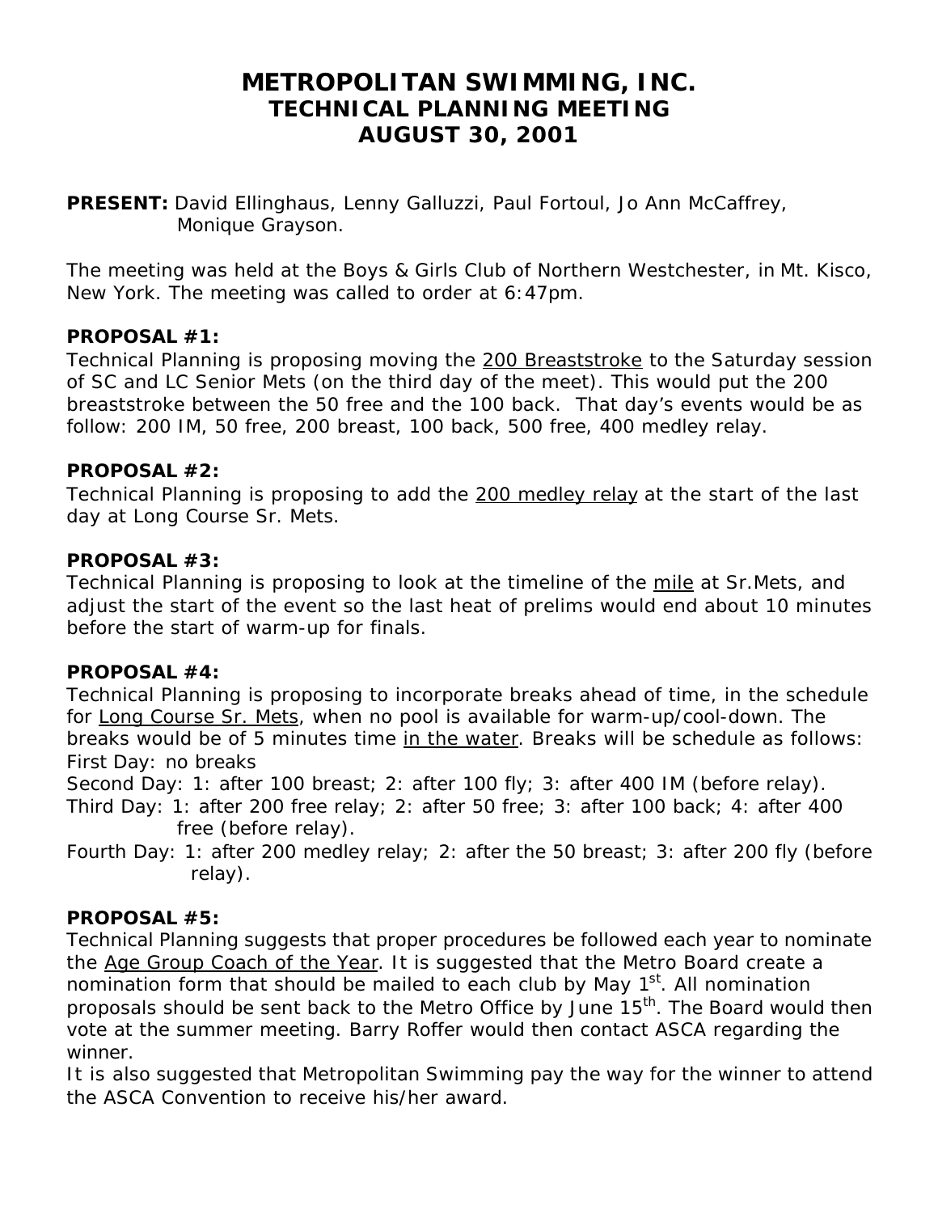# METROPOLITAN SWIMMING, INC.
## TECHNICAL PLANNING MEETING
## AUGUST 30, 2001

**PRESENT:** David Ellinghaus, Lenny Galluzzi, Paul Fortoul, Jo Ann McCaffrey, Monique Grayson.

The meeting was held at the Boys & Girls Club of Northern Westchester, in Mt. Kisco, New York. The meeting was called to order at 6:47pm.

**PROPOSAL #1:**
Technical Planning is proposing moving the <u>200 Breaststroke</u> to the Saturday session of SC and LC Senior Mets (on the third day of the meet). This would put the 200 breaststroke between the 50 free and the 100 back. That day's events would be as follow: 200 IM, 50 free, 200 breast, 100 back, 500 free, 400 medley relay.

**PROPOSAL #2:**
Technical Planning is proposing to add the <u>200 medley relay</u> at the start of the last day at Long Course Sr. Mets.

**PROPOSAL #3:**
Technical Planning is proposing to look at the timeline of the <u>mile</u> at Sr.Mets, and adjust the start of the event so the last heat of prelims would end about 10 minutes before the start of warm-up for finals.

**PROPOSAL #4:**
Technical Planning is proposing to incorporate breaks ahead of time, in the schedule for <u>Long Course Sr. Mets</u>, when no pool is available for warm-up/cool-down. The breaks would be of 5 minutes time <u>in the water</u>. Breaks will be schedule as follows:
First Day: no breaks
Second Day: 1: after 100 breast; 2: after 100 fly; 3: after 400 IM (before relay).
Third Day: 1: after 200 free relay; 2: after 50 free; 3: after 100 back; 4: after 400 free (before relay).
Fourth Day: 1: after 200 medley relay; 2: after the 50 breast; 3: after 200 fly (before relay).

**PROPOSAL #5:**
Technical Planning suggests that proper procedures be followed each year to nominate the <u>Age Group Coach of the Year</u>. It is suggested that the Metro Board create a nomination form that should be mailed to each club by May 1st. All nomination proposals should be sent back to the Metro Office by June 15th. The Board would then vote at the summer meeting. Barry Roffer would then contact ASCA regarding the winner.
It is also suggested that Metropolitan Swimming pay the way for the winner to attend the ASCA Convention to receive his/her award.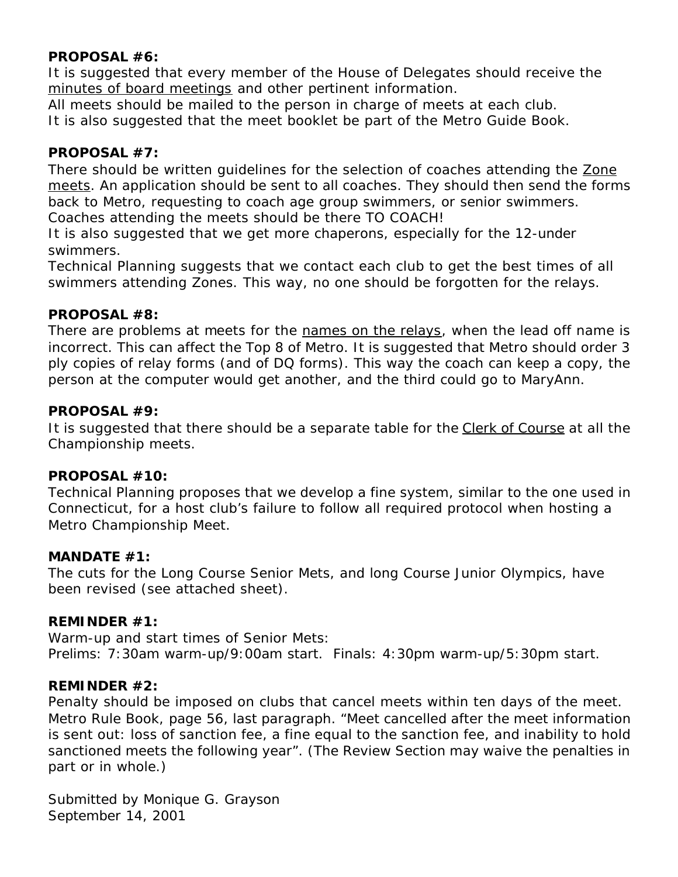**PROPOSAL #6:**

It is suggested that every member of the House of Delegates should receive the minutes of board meetings and other pertinent information.

All meets should be mailed to the person in charge of meets at each club.

It is also suggested that the meet booklet be part of the Metro Guide Book.

**PROPOSAL #7:**

There should be written guidelines for the selection of coaches attending the Zone meets. An application should be sent to all coaches. They should then send the forms back to Metro, requesting to coach age group swimmers, or senior swimmers. Coaches attending the meets should be there TO COACH!

It is also suggested that we get more chaperons, especially for the 12-under swimmers.

Technical Planning suggests that we contact each club to get the best times of all swimmers attending Zones. This way, no one should be forgotten for the relays.

**PROPOSAL #8:**

There are problems at meets for the names on the relays, when the lead off name is incorrect. This can affect the Top 8 of Metro. It is suggested that Metro should order 3 ply copies of relay forms (and of DQ forms). This way the coach can keep a copy, the person at the computer would get another, and the third could go to MaryAnn.

**PROPOSAL #9:**

It is suggested that there should be a separate table for the Clerk of Course at all the Championship meets.

**PROPOSAL #10:**

Technical Planning proposes that we develop a fine system, similar to the one used in Connecticut, for a host club's failure to follow all required protocol when hosting a Metro Championship Meet.

**MANDATE #1:**

The cuts for the Long Course Senior Mets, and long Course Junior Olympics, have been revised (see attached sheet).

**REMINDER #1:**

Warm-up and start times of Senior Mets:

Prelims: 7:30am warm-up/9:00am start. Finals: 4:30pm warm-up/5:30pm start.

**REMINDER #2:**

Penalty should be imposed on clubs that cancel meets within ten days of the meet. Metro Rule Book, page 56, last paragraph. "Meet cancelled after the meet information is sent out: loss of sanction fee, a fine equal to the sanction fee, and inability to hold sanctioned meets the following year". (The Review Section may waive the penalties in part or in whole.)

Submitted by Monique G. Grayson
September 14, 2001